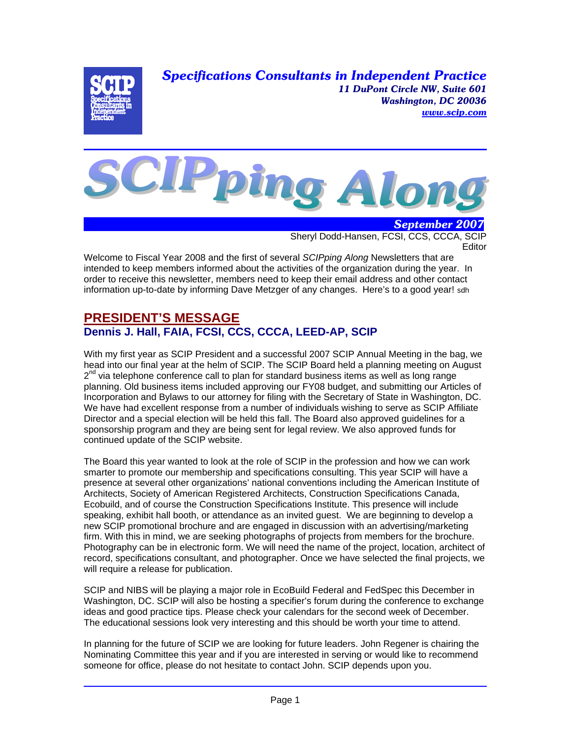**Specifications Consultants in Independent Practice**
*11 DuPont Circle NW, Suite 601*
*Washington, DC 20036*
*www.scip.com*

# SCIPping Along

*September 2007*

Sheryl Dodd-Hansen, FCSI, CCS, CCCA, SCIP
Editor

Welcome to Fiscal Year 2008 and the first of several *SCIPping Along* Newsletters that are intended to keep members informed about the activities of the organization during the year. In order to receive this newsletter, members need to keep their email address and other contact information up-to-date by informing Dave Metzger of any changes. Here's to a good year! sdh

## PRESIDENT'S MESSAGE

### Dennis J. Hall, FAIA, FCSI, CCS, CCCA, LEED-AP, SCIP

With my first year as SCIP President and a successful 2007 SCIP Annual Meeting in the bag, we head into our final year at the helm of SCIP. The SCIP Board held a planning meeting on August 2nd via telephone conference call to plan for standard business items as well as long range planning. Old business items included approving our FY08 budget, and submitting our Articles of Incorporation and Bylaws to our attorney for filing with the Secretary of State in Washington, DC. We have had excellent response from a number of individuals wishing to serve as SCIP Affiliate Director and a special election will be held this fall. The Board also approved guidelines for a sponsorship program and they are being sent for legal review. We also approved funds for continued update of the SCIP website.

The Board this year wanted to look at the role of SCIP in the profession and how we can work smarter to promote our membership and specifications consulting. This year SCIP will have a presence at several other organizations' national conventions including the American Institute of Architects, Society of American Registered Architects, Construction Specifications Canada, Ecobuild, and of course the Construction Specifications Institute. This presence will include speaking, exhibit hall booth, or attendance as an invited guest. We are beginning to develop a new SCIP promotional brochure and are engaged in discussion with an advertising/marketing firm. With this in mind, we are seeking photographs of projects from members for the brochure. Photography can be in electronic form. We will need the name of the project, location, architect of record, specifications consultant, and photographer. Once we have selected the final projects, we will require a release for publication.

SCIP and NIBS will be playing a major role in EcoBuild Federal and FedSpec this December in Washington, DC. SCIP will also be hosting a specifier's forum during the conference to exchange ideas and good practice tips. Please check your calendars for the second week of December. The educational sessions look very interesting and this should be worth your time to attend.

In planning for the future of SCIP we are looking for future leaders. John Regener is chairing the Nominating Committee this year and if you are interested in serving or would like to recommend someone for office, please do not hesitate to contact John. SCIP depends upon you.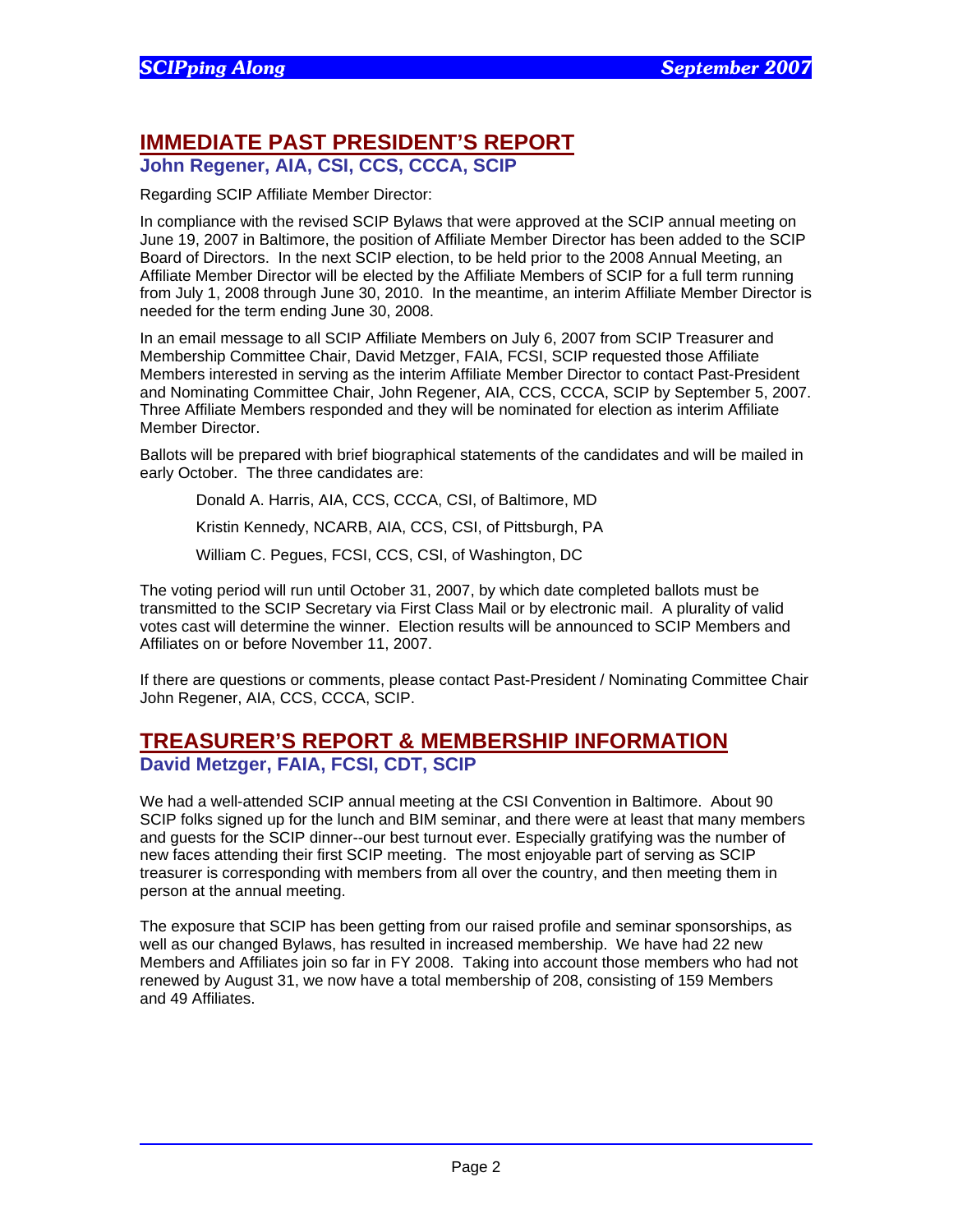## IMMEDIATE PAST PRESIDENT'S REPORT

### John Regener, AIA, CSI, CCS, CCCA, SCIP

Regarding SCIP Affiliate Member Director:

In compliance with the revised SCIP Bylaws that were approved at the SCIP annual meeting on June 19, 2007 in Baltimore, the position of Affiliate Member Director has been added to the SCIP Board of Directors. In the next SCIP election, to be held prior to the 2008 Annual Meeting, an Affiliate Member Director will be elected by the Affiliate Members of SCIP for a full term running from July 1, 2008 through June 30, 2010. In the meantime, an interim Affiliate Member Director is needed for the term ending June 30, 2008.

In an email message to all SCIP Affiliate Members on July 6, 2007 from SCIP Treasurer and Membership Committee Chair, David Metzger, FAIA, FCSI, SCIP requested those Affiliate Members interested in serving as the interim Affiliate Member Director to contact Past-President and Nominating Committee Chair, John Regener, AIA, CCS, CCCA, SCIP by September 5, 2007. Three Affiliate Members responded and they will be nominated for election as interim Affiliate Member Director.

Ballots will be prepared with brief biographical statements of the candidates and will be mailed in early October. The three candidates are:

Donald A. Harris, AIA, CCS, CCCA, CSI, of Baltimore, MD

Kristin Kennedy, NCARB, AIA, CCS, CSI, of Pittsburgh, PA

William C. Pegues, FCSI, CCS, CSI, of Washington, DC

The voting period will run until October 31, 2007, by which date completed ballots must be transmitted to the SCIP Secretary via First Class Mail or by electronic mail. A plurality of valid votes cast will determine the winner. Election results will be announced to SCIP Members and Affiliates on or before November 11, 2007.

If there are questions or comments, please contact Past-President / Nominating Committee Chair John Regener, AIA, CCS, CCCA, SCIP.

## TREASURER'S REPORT & MEMBERSHIP INFORMATION

### David Metzger, FAIA, FCSI, CDT, SCIP

We had a well-attended SCIP annual meeting at the CSI Convention in Baltimore. About 90 SCIP folks signed up for the lunch and BIM seminar, and there were at least that many members and guests for the SCIP dinner--our best turnout ever. Especially gratifying was the number of new faces attending their first SCIP meeting. The most enjoyable part of serving as SCIP treasurer is corresponding with members from all over the country, and then meeting them in person at the annual meeting.

The exposure that SCIP has been getting from our raised profile and seminar sponsorships, as well as our changed Bylaws, has resulted in increased membership. We have had 22 new Members and Affiliates join so far in FY 2008. Taking into account those members who had not renewed by August 31, we now have a total membership of 208, consisting of 159 Members and 49 Affiliates.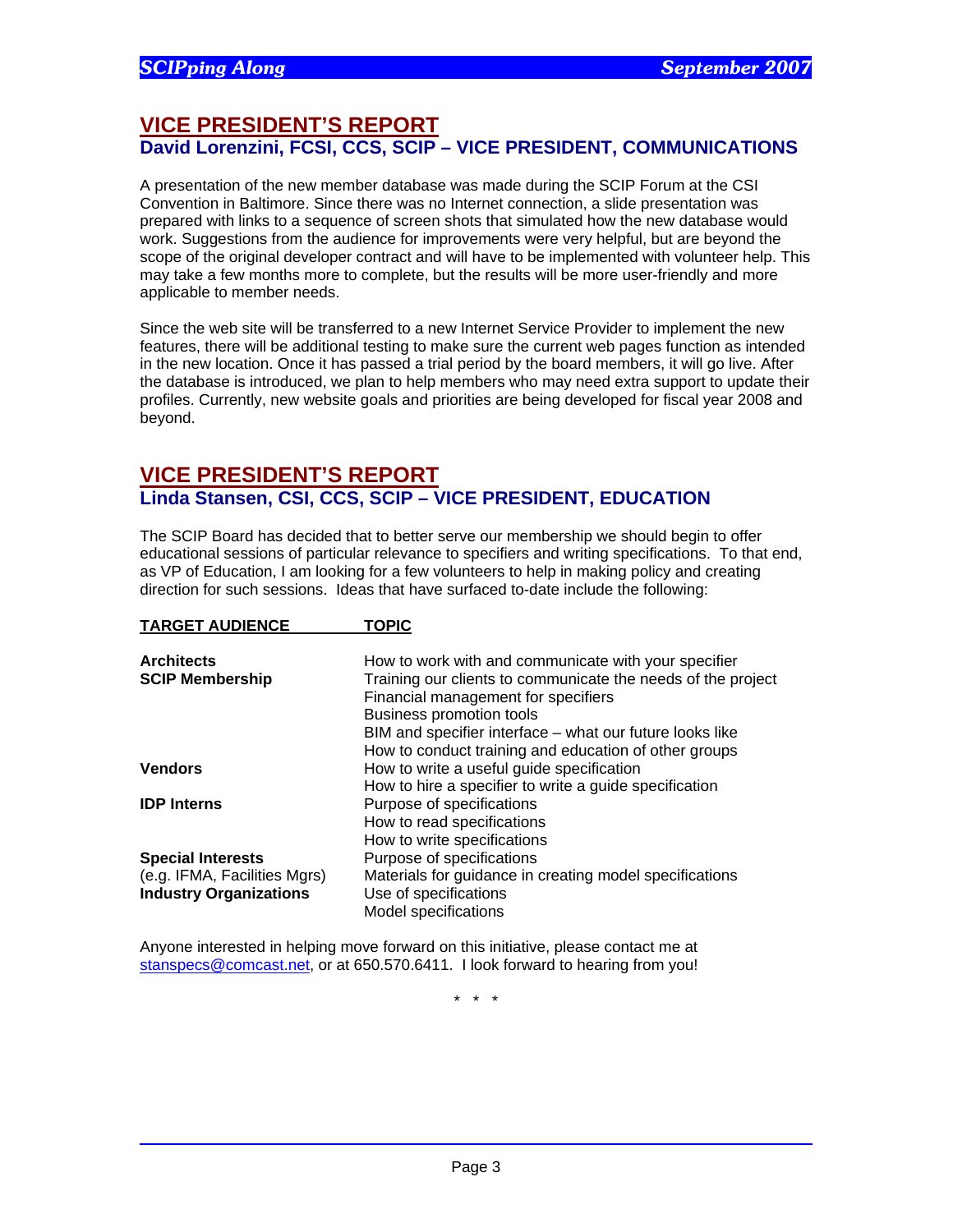## VICE PRESIDENT'S REPORT

### David Lorenzini, FCSI, CCS, SCIP – VICE PRESIDENT, COMMUNICATIONS

A presentation of the new member database was made during the SCIP Forum at the CSI Convention in Baltimore. Since there was no Internet connection, a slide presentation was prepared with links to a sequence of screen shots that simulated how the new database would work. Suggestions from the audience for improvements were very helpful, but are beyond the scope of the original developer contract and will have to be implemented with volunteer help. This may take a few months more to complete, but the results will be more user-friendly and more applicable to member needs.

Since the web site will be transferred to a new Internet Service Provider to implement the new features, there will be additional testing to make sure the current web pages function as intended in the new location. Once it has passed a trial period by the board members, it will go live. After the database is introduced, we plan to help members who may need extra support to update their profiles. Currently, new website goals and priorities are being developed for fiscal year 2008 and beyond.

## VICE PRESIDENT'S REPORT

### Linda Stansen, CSI, CCS, SCIP – VICE PRESIDENT, EDUCATION

The SCIP Board has decided that to better serve our membership we should begin to offer educational sessions of particular relevance to specifiers and writing specifications. To that end, as VP of Education, I am looking for a few volunteers to help in making policy and creating direction for such sessions. Ideas that have surfaced to-date include the following:

| TARGET AUDIENCE | TOPIC |
|---|---|
| **Architects** | How to work with and communicate with your specifier |
| **SCIP Membership** | Training our clients to communicate the needs of the project |
| | Financial management for specifiers |
| | Business promotion tools |
| | BIM and specifier interface – what our future looks like |
| | How to conduct training and education of other groups |
| **Vendors** | How to write a useful guide specification |
| | How to hire a specifier to write a guide specification |
| **IDP Interns** | Purpose of specifications |
| | How to read specifications |
| | How to write specifications |
| **Special Interests** | Purpose of specifications |
| (e.g. IFMA, Facilities Mgrs) | Materials for guidance in creating model specifications |
| **Industry Organizations** | Use of specifications |
| | Model specifications |

Anyone interested in helping move forward on this initiative, please contact me at stanspecs@comcast.net, or at 650.570.6411. I look forward to hearing from you!

\* \* \*